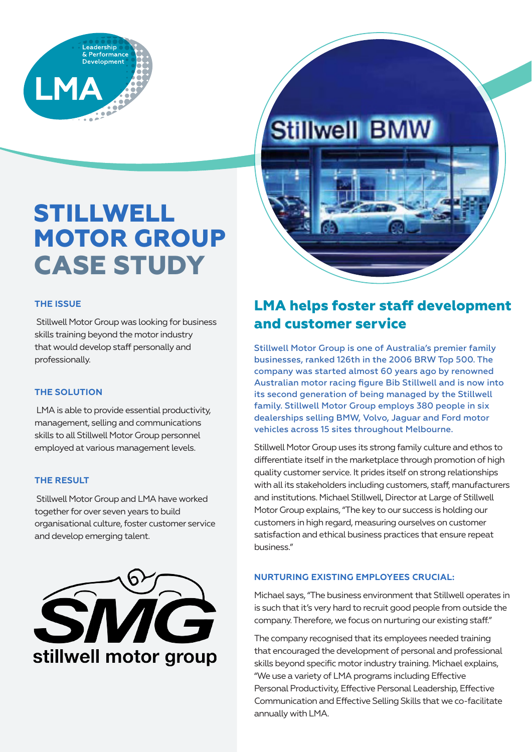# STILLWELL MOTOR GROUP CASE STUDY

### THE ISSUE

Stillwell Motor Group was looking for business skills training beyond the motor industry that would develop staff personally and professionally.

### THE SOLUTION

LMA is able to provide essential productivity, management, selling and communications skills to all Stillwell Motor Group personnel employed at various management levels.

### THE RESULT

Stillwell Motor Group and LMA have worked together for over seven years to build organisational culture, foster customer service and develop emerging talent.

## LMA helps foster staff development and customer service

Stillwell Motor Group is one of Australia's premier family businesses, ranked 126th in the 2006 BRW Top 500. The company was started almost 60 years ago by renowned Australian motor racing figure Bib Stillwell and is now into its second generation of being managed by the Stillwell family. Stillwell Motor Group employs 380 people in six dealerships selling BMW, Volvo, Jaguar and Ford motor vehicles across 15 sites throughout Melbourne.

Stillwell Motor Group uses its strong family culture and ethos to differentiate itself in the marketplace through promotion of high quality customer service. It prides itself on strong relationships with all its stakeholders including customers, staff, manufacturers and institutions. Michael Stillwell, Director at Large of Stillwell Motor Group explains, "The key to our success is holding our customers in high regard, measuring ourselves on customer satisfaction and ethical business practices that ensure repeat business."

### NURTURING EXISTING EMPLOYEES CRUCIAL:

Michael says, "The business environment that Stillwell operates in is such that it's very hard to recruit good people from outside the company. Therefore, we focus on nurturing our existing staff."

The company recognised that its employees needed training that encouraged the development of personal and professional skills beyond specific motor industry training. Michael explains, "We use a variety of LMA programs including Effective Personal Productivity, Effective Personal Leadership, Effective Communication and Effective Selling Skills that we co-facilitate annually with LMA.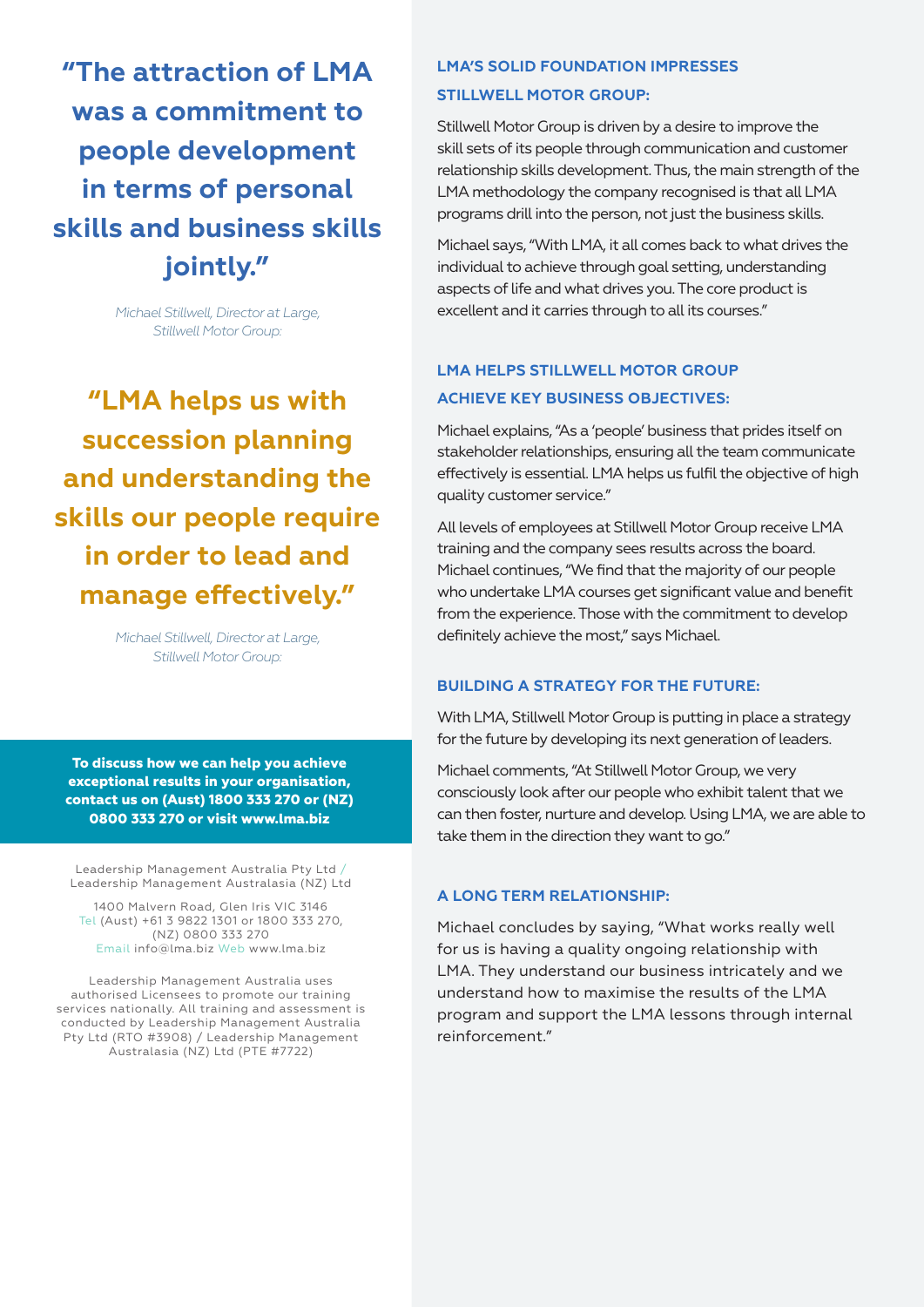**"The attraction of LMA was a commitment to people development in terms of personal skills and business skills jointly."**

*Michael Stillwell, Director at Large, Stillwell Motor Group:*

**"LMA helps us with succession planning and understanding the skills our people require in order to lead and manage effectively."**

*Michael Stillwell, Director at Large, Stillwell Motor Group:*

**To discuss how we can help you achieve exceptional results in your organisation, contact us on (Aust) 1800 333 270 or (NZ) 0800 333 270 or visit www.lma.biz**

Leadership Management Australia Pty Ltd / Leadership Management Australasia (NZ) Ltd

1400 Malvern Road, Glen Iris VIC 3146
Tel (Aust) +61 3 9822 1301 or 1800 333 270, (NZ) 0800 333 270
Email info@lma.biz Web www.lma.biz

Leadership Management Australia uses authorised Licensees to promote our training services nationally. All training and assessment is conducted by Leadership Management Australia Pty Ltd (RTO #3908) / Leadership Management Australasia (NZ) Ltd (PTE #7722)

## LMA'S SOLID FOUNDATION IMPRESSES STILLWELL MOTOR GROUP:

Stillwell Motor Group is driven by a desire to improve the skill sets of its people through communication and customer relationship skills development. Thus, the main strength of the LMA methodology the company recognised is that all LMA programs drill into the person, not just the business skills.

Michael says, "With LMA, it all comes back to what drives the individual to achieve through goal setting, understanding aspects of life and what drives you. The core product is excellent and it carries through to all its courses."

## LMA HELPS STILLWELL MOTOR GROUP ACHIEVE KEY BUSINESS OBJECTIVES:

Michael explains, "As a 'people' business that prides itself on stakeholder relationships, ensuring all the team communicate effectively is essential. LMA helps us fulfil the objective of high quality customer service."

All levels of employees at Stillwell Motor Group receive LMA training and the company sees results across the board. Michael continues, "We find that the majority of our people who undertake LMA courses get significant value and benefit from the experience. Those with the commitment to develop definitely achieve the most," says Michael.

## BUILDING A STRATEGY FOR THE FUTURE:

With LMA, Stillwell Motor Group is putting in place a strategy for the future by developing its next generation of leaders.

Michael comments, "At Stillwell Motor Group, we very consciously look after our people who exhibit talent that we can then foster, nurture and develop. Using LMA, we are able to take them in the direction they want to go."

## A LONG TERM RELATIONSHIP:

Michael concludes by saying, "What works really well for us is having a quality ongoing relationship with LMA. They understand our business intricately and we understand how to maximise the results of the LMA program and support the LMA lessons through internal reinforcement."